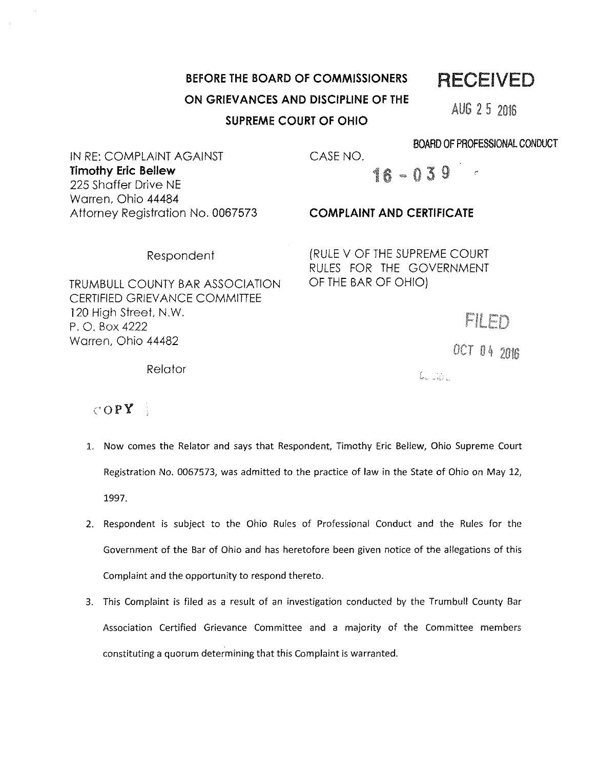**BEFORE THE BOARD OF COMMISSIONERS**
**ON GRIEVANCES AND DISCIPLINE OF THE**
**SUPREME COURT OF OHIO**

RECEIVED
AUG 25 2016
BOARD OF PROFESSIONAL CONDUCT

IN RE: COMPLAINT AGAINST
**Timothy Eric Bellew**
225 Shaffer Drive NE
Warren, Ohio 44484
Attorney Registration No. 0067573

Respondent

TRUMBULL COUNTY BAR ASSOCIATION
CERTIFIED GRIEVANCE COMMITTEE
120 High Street, N.W.
P. O. Box 4222
Warren, Ohio 44482

Relator

CASE NO. 16-039

**COMPLAINT AND CERTIFICATE**

(RULE V OF THE SUPREME COURT RULES FOR THE GOVERNMENT OF THE BAR OF OHIO)

FILED
OCT 04 2016

COPY

1. Now comes the Relator and says that Respondent, Timothy Eric Bellew, Ohio Supreme Court Registration No. 0067573, was admitted to the practice of law in the State of Ohio on May 12, 1997.

2. Respondent is subject to the Ohio Rules of Professional Conduct and the Rules for the Government of the Bar of Ohio and has heretofore been given notice of the allegations of this Complaint and the opportunity to respond thereto.

3. This Complaint is filed as a result of an investigation conducted by the Trumbull County Bar Association Certified Grievance Committee and a majority of the Committee members constituting a quorum determining that this Complaint is warranted.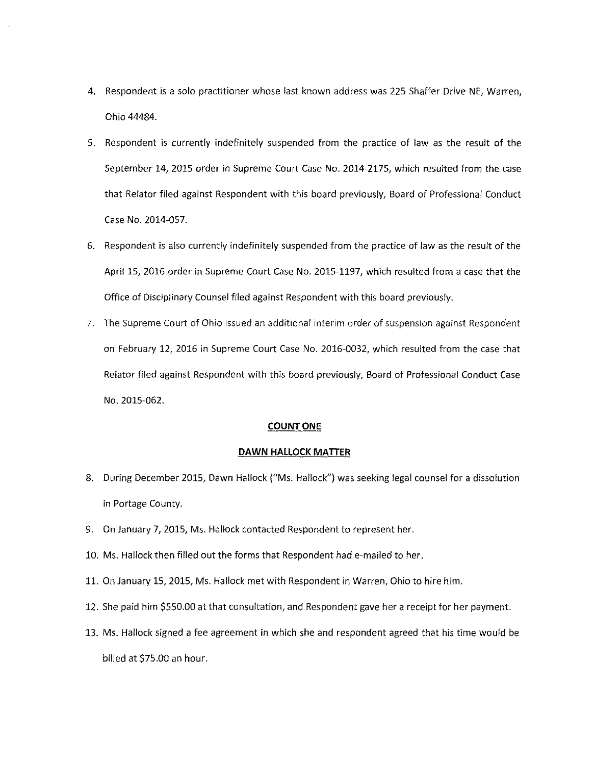4. Respondent is a solo practitioner whose last known address was 225 Shaffer Drive NE, Warren, Ohio 44484.
5. Respondent is currently indefinitely suspended from the practice of law as the result of the September 14, 2015 order in Supreme Court Case No. 2014-2175, which resulted from the case that Relator filed against Respondent with this board previously, Board of Professional Conduct Case No. 2014-057.
6. Respondent is also currently indefinitely suspended from the practice of law as the result of the April 15, 2016 order in Supreme Court Case No. 2015-1197, which resulted from a case that the Office of Disciplinary Counsel filed against Respondent with this board previously.
7. The Supreme Court of Ohio issued an additional interim order of suspension against Respondent on February 12, 2016 in Supreme Court Case No. 2016-0032, which resulted from the case that Relator filed against Respondent with this board previously, Board of Professional Conduct Case No. 2015-062.

**COUNT ONE**

**DAWN HALLOCK MATTER**

8. During December 2015, Dawn Hallock ("Ms. Hallock") was seeking legal counsel for a dissolution in Portage County.
9. On January 7, 2015, Ms. Hallock contacted Respondent to represent her.
10. Ms. Hallock then filled out the forms that Respondent had e-mailed to her.
11. On January 15, 2015, Ms. Hallock met with Respondent in Warren, Ohio to hire him.
12. She paid him $550.00 at that consultation, and Respondent gave her a receipt for her payment.
13. Ms. Hallock signed a fee agreement in which she and respondent agreed that his time would be billed at $75.00 an hour.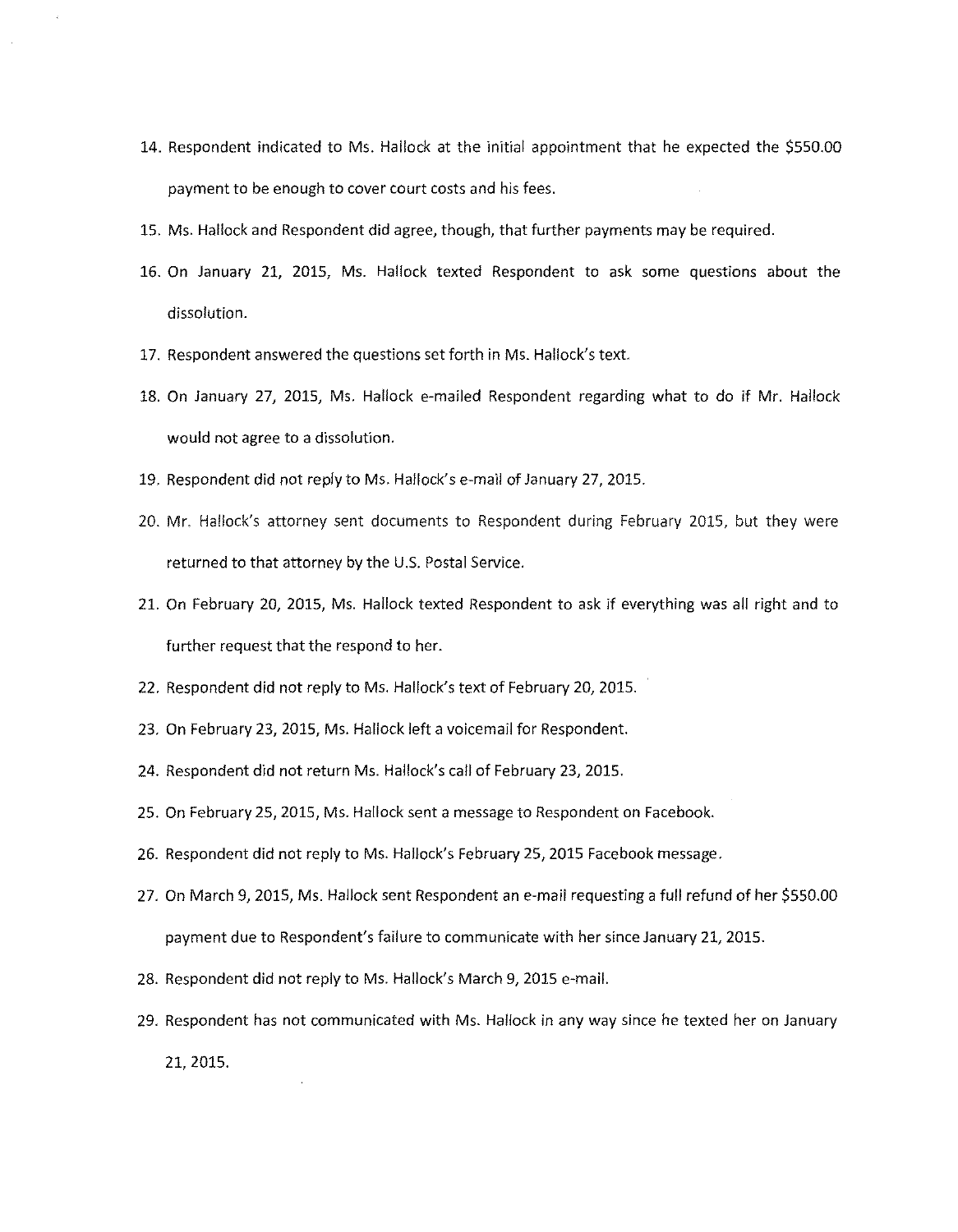14. Respondent indicated to Ms. Hallock at the initial appointment that he expected the $550.00 payment to be enough to cover court costs and his fees.
15. Ms. Hallock and Respondent did agree, though, that further payments may be required.
16. On January 21, 2015, Ms. Hallock texted Respondent to ask some questions about the dissolution.
17. Respondent answered the questions set forth in Ms. Hallock's text.
18. On January 27, 2015, Ms. Hallock e-mailed Respondent regarding what to do if Mr. Hallock would not agree to a dissolution.
19. Respondent did not reply to Ms. Hallock's e-mail of January 27, 2015.
20. Mr. Hallock's attorney sent documents to Respondent during February 2015, but they were returned to that attorney by the U.S. Postal Service.
21. On February 20, 2015, Ms. Hallock texted Respondent to ask if everything was all right and to further request that the respond to her.
22. Respondent did not reply to Ms. Hallock's text of February 20, 2015.
23. On February 23, 2015, Ms. Hallock left a voicemail for Respondent.
24. Respondent did not return Ms. Hallock's call of February 23, 2015.
25. On February 25, 2015, Ms. Hallock sent a message to Respondent on Facebook.
26. Respondent did not reply to Ms. Hallock's February 25, 2015 Facebook message.
27. On March 9, 2015, Ms. Hallock sent Respondent an e-mail requesting a full refund of her $550.00 payment due to Respondent's failure to communicate with her since January 21, 2015.
28. Respondent did not reply to Ms. Hallock's March 9, 2015 e-mail.
29. Respondent has not communicated with Ms. Hallock in any way since he texted her on January 21, 2015.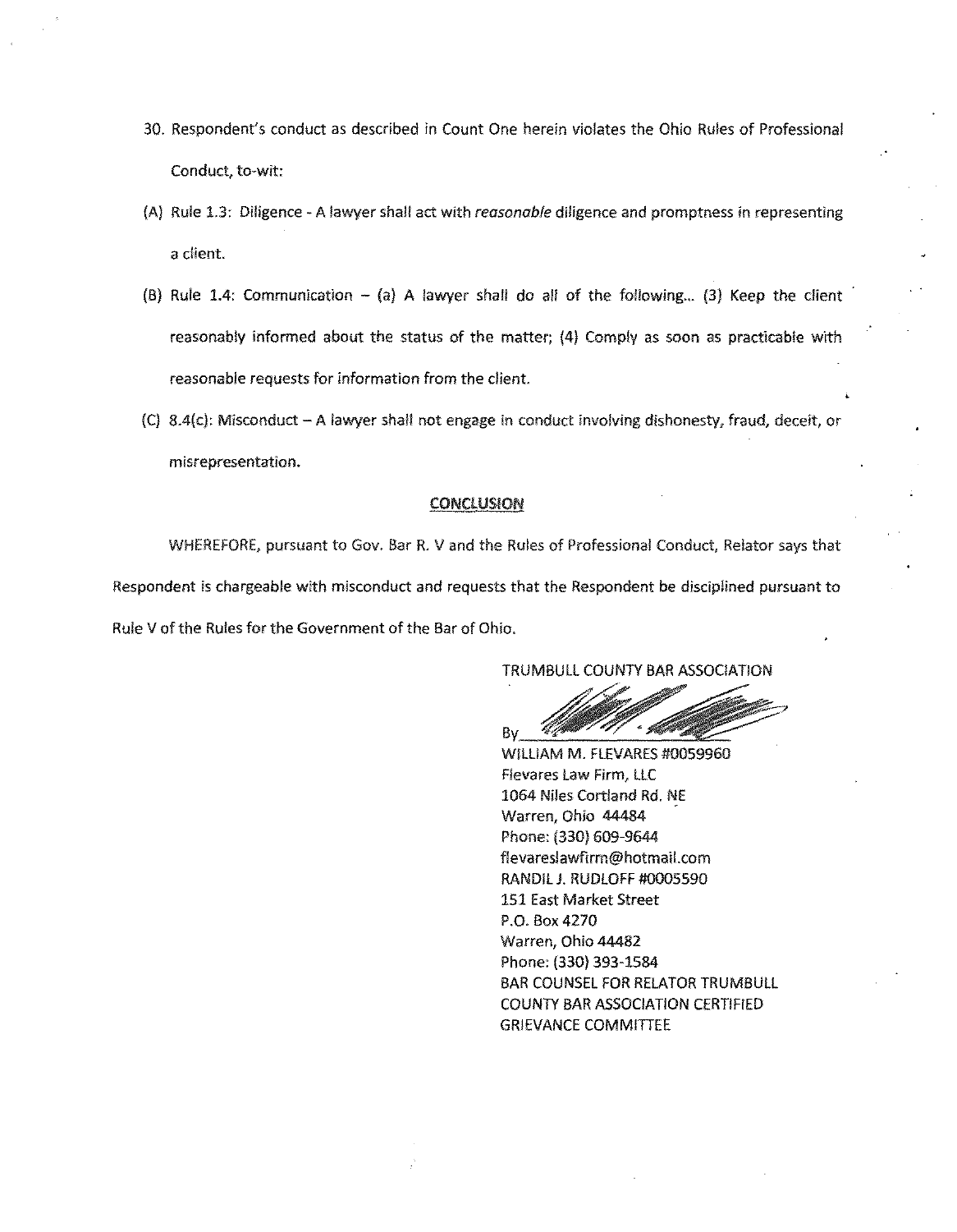30. Respondent's conduct as described in Count One herein violates the Ohio Rules of Professional Conduct, to-wit:

(A) Rule 1.3: Diligence - A lawyer shall act with *reasonable* diligence and promptness in representing a client.

(B) Rule 1.4: Communication – (a) A lawyer shall do all of the following... (3) Keep the client reasonably informed about the status of the matter; (4) Comply as soon as practicable with reasonable requests for information from the client.

(C) 8.4(c): Misconduct – A lawyer shall not engage in conduct involving dishonesty, fraud, deceit, or misrepresentation.

## CONCLUSION

WHEREFORE, pursuant to Gov. Bar R. V and the Rules of Professional Conduct, Relator says that Respondent is chargeable with misconduct and requests that the Respondent be disciplined pursuant to Rule V of the Rules for the Government of the Bar of Ohio.

TRUMBULL COUNTY BAR ASSOCIATION

By\_\_\_\_\_\_\_\_\_\_\_\_\_\_\_\_\_\_\_\_\_\_\_\_

WILLIAM M. FLEVARES #0059960
Flevares Law Firm, LLC
1064 Niles Cortland Rd. NE
Warren, Ohio 44484
Phone: (330) 609-9644
flevareslawfirm@hotmail.com
RANDIL J. RUDLOFF #0005590
151 East Market Street
P.O. Box 4270
Warren, Ohio 44482
Phone: (330) 393-1584
BAR COUNSEL FOR RELATOR TRUMBULL COUNTY BAR ASSOCIATION CERTIFIED GRIEVANCE COMMITTEE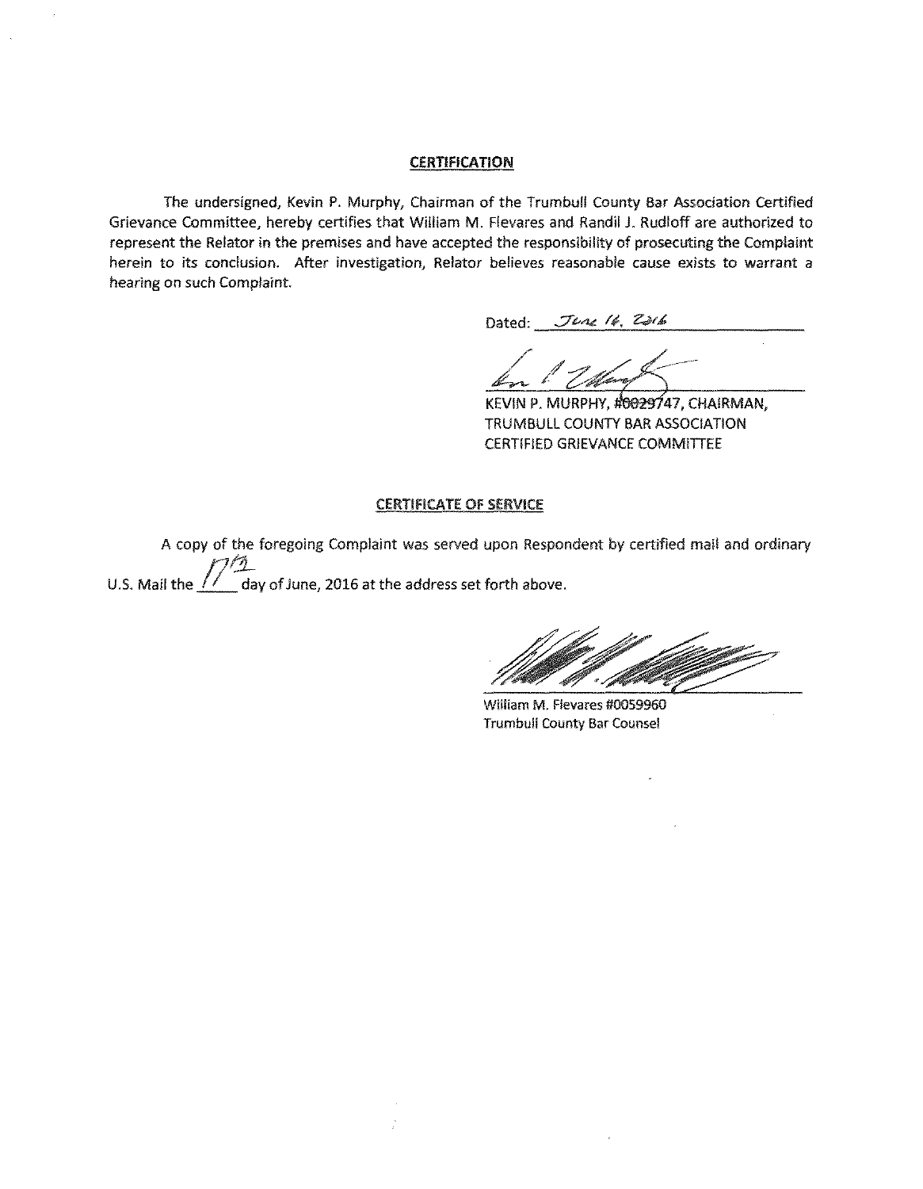## CERTIFICATION

The undersigned, Kevin P. Murphy, Chairman of the Trumbull County Bar Association Certified Grievance Committee, hereby certifies that William M. Flevares and Randil J. Rudloff are authorized to represent the Relator in the premises and have accepted the responsibility of prosecuting the Complaint herein to its conclusion. After investigation, Relator believes reasonable cause exists to warrant a hearing on such Complaint.

Dated: June 16, 2016

KEVIN P. MURPHY, #0029747, CHAIRMAN,
TRUMBULL COUNTY BAR ASSOCIATION
CERTIFIED GRIEVANCE COMMITTEE

## CERTIFICATE OF SERVICE

A copy of the foregoing Complaint was served upon Respondent by certified mail and ordinary U.S. Mail the 17th day of June, 2016 at the address set forth above.

William M. Flevares #0059960
Trumbull County Bar Counsel